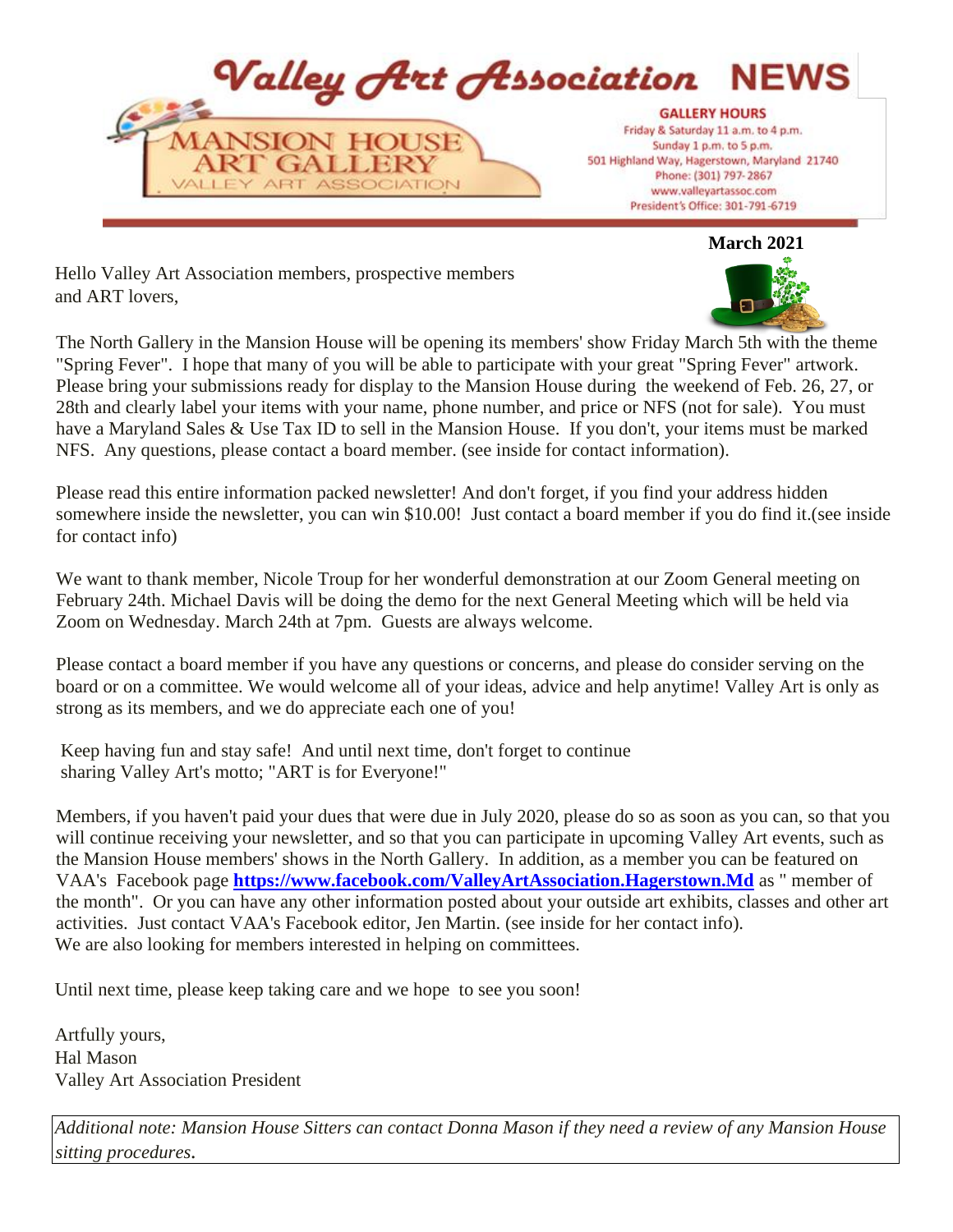# Valley Art Association NEWS

MANSION HOUSE ART GALLERY
VALLEY ART ASSOCIATION

**GALLERY HOURS**
Friday & Saturday 11 a.m. to 4 p.m.
Sunday 1 p.m. to 5 p.m.
501 Highland Way, Hagerstown, Maryland 21740
Phone: (301) 797-2867
www.valleyartassoc.com
President's Office: 301-791-6719

**March 2021**

Hello Valley Art Association members, prospective members and ART lovers,

The North Gallery in the Mansion House will be opening its members' show Friday March 5th with the theme "Spring Fever". I hope that many of you will be able to participate with your great "Spring Fever" artwork. Please bring your submissions ready for display to the Mansion House during the weekend of Feb. 26, 27, or 28th and clearly label your items with your name, phone number, and price or NFS (not for sale). You must have a Maryland Sales & Use Tax ID to sell in the Mansion House. If you don't, your items must be marked NFS. Any questions, please contact a board member. (see inside for contact information).

Please read this entire information packed newsletter! And don't forget, if you find your address hidden somewhere inside the newsletter, you can win $10.00! Just contact a board member if you do find it.(see inside for contact info)

We want to thank member, Nicole Troup for her wonderful demonstration at our Zoom General meeting on February 24th. Michael Davis will be doing the demo for the next General Meeting which will be held via Zoom on Wednesday. March 24th at 7pm. Guests are always welcome.

Please contact a board member if you have any questions or concerns, and please do consider serving on the board or on a committee. We would welcome all of your ideas, advice and help anytime! Valley Art is only as strong as its members, and we do appreciate each one of you!

Keep having fun and stay safe! And until next time, don't forget to continue sharing Valley Art's motto; "ART is for Everyone!"

Members, if you haven't paid your dues that were due in July 2020, please do so as soon as you can, so that you will continue receiving your newsletter, and so that you can participate in upcoming Valley Art events, such as the Mansion House members' shows in the North Gallery. In addition, as a member you can be featured on VAA's Facebook page **https://www.facebook.com/ValleyArtAssociation.Hagerstown.Md** as " member of the month". Or you can have any other information posted about your outside art exhibits, classes and other art activities. Just contact VAA's Facebook editor, Jen Martin. (see inside for her contact info).
We are also looking for members interested in helping on committees.

Until next time, please keep taking care and we hope to see you soon!

Artfully yours,
Hal Mason
Valley Art Association President

*Additional note: Mansion House Sitters can contact Donna Mason if they need a review of any Mansion House sitting procedures.*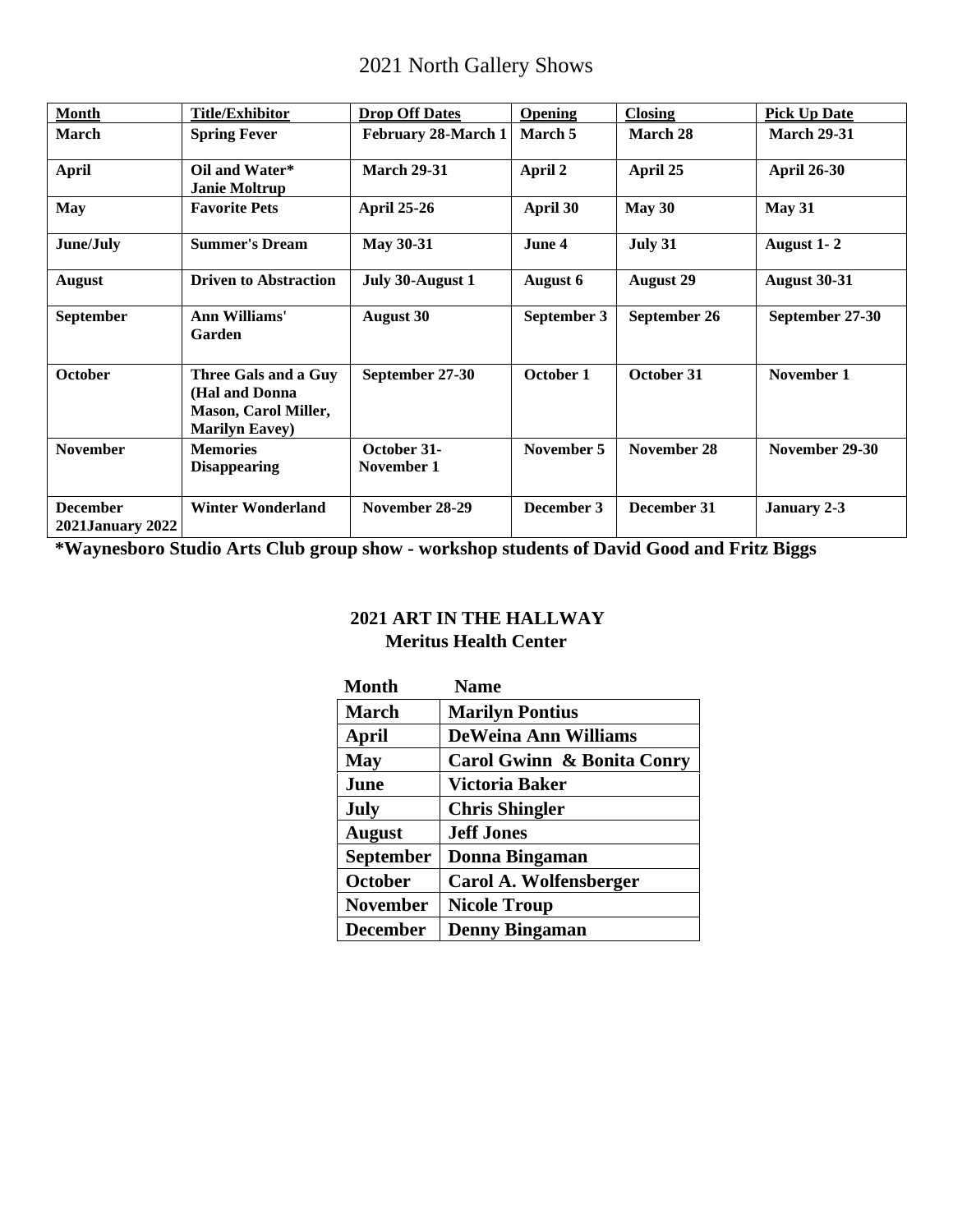# 2021 North Gallery Shows

| Month | Title/Exhibitor | Drop Off Dates | Opening | Closing | Pick Up Date |
|---|---|---|---|---|---|
| **March** | **Spring Fever** | **February 28-March 1** | **March 5** | **March 28** | **March 29-31** |
| **April** | **Oil and Water* Janie Moltrup** | **March 29-31** | **April 2** | **April 25** | **April 26-30** |
| **May** | **Favorite Pets** | **April 25-26** | **April 30** | **May 30** | **May 31** |
| **June/July** | **Summer's Dream** | **May 30-31** | **June 4** | **July 31** | **August 1- 2** |
| **August** | **Driven to Abstraction** | **July 30-August 1** | **August 6** | **August 29** | **August 30-31** |
| **September** | **Ann Williams' Garden** | **August 30** | **September 3** | **September 26** | **September 27-30** |
| **October** | **Three Gals and a Guy (Hal and Donna Mason, Carol Miller, Marilyn Eavey)** | **September 27-30** | **October 1** | **October 31** | **November 1** |
| **November** | **Memories Disappearing** | **October 31-November 1** | **November 5** | **November 28** | **November 29-30** |
| **December 2021January 2022** | **Winter Wonderland** | **November 28-29** | **December 3** | **December 31** | **January 2-3** |

***Waynesboro Studio Arts Club group show - workshop students of David Good and Fritz Biggs**

## 2021 ART IN THE HALLWAY
## Meritus Health Center

| Month | Name |
|---|---|
| **March** | **Marilyn Pontius** |
| **April** | **DeWeina Ann Williams** |
| **May** | **Carol Gwinn & Bonita Conry** |
| **June** | **Victoria Baker** |
| **July** | **Chris Shingler** |
| **August** | **Jeff Jones** |
| **September** | **Donna Bingaman** |
| **October** | **Carol A. Wolfensberger** |
| **November** | **Nicole Troup** |
| **December** | **Denny Bingaman** |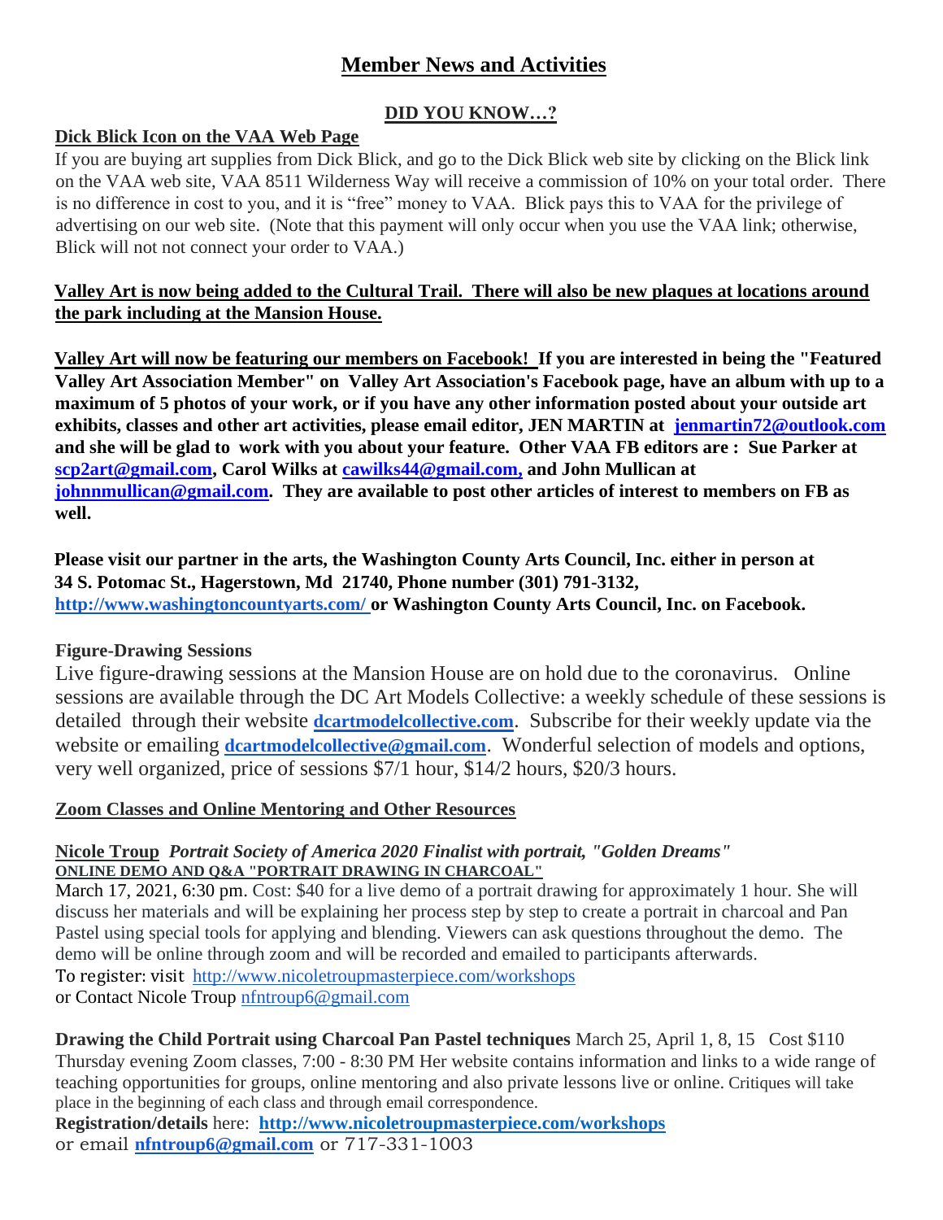# Member News and Activities

## DID YOU KNOW…?

**Dick Blick Icon on the VAA Web Page**

If you are buying art supplies from Dick Blick, and go to the Dick Blick web site by clicking on the Blick link on the VAA web site, VAA 8511 Wilderness Way will receive a commission of 10% on your total order. There is no difference in cost to you, and it is "free" money to VAA. Blick pays this to VAA for the privilege of advertising on our web site. (Note that this payment will only occur when you use the VAA link; otherwise, Blick will not not connect your order to VAA.)

**Valley Art is now being added to the Cultural Trail. There will also be new plaques at locations around the park including at the Mansion House.**

**Valley Art will now be featuring our members on Facebook! If you are interested in being the "Featured Valley Art Association Member" on Valley Art Association's Facebook page, have an album with up to a maximum of 5 photos of your work, or if you have any other information posted about your outside art exhibits, classes and other art activities, please email editor, JEN MARTIN at jenmartin72@outlook.com and she will be glad to work with you about your feature. Other VAA FB editors are : Sue Parker at scp2art@gmail.com, Carol Wilks at cawilks44@gmail.com, and John Mullican at johnnmullican@gmail.com. They are available to post other articles of interest to members on FB as well.**

**Please visit our partner in the arts, the Washington County Arts Council, Inc. either in person at 34 S. Potomac St., Hagerstown, Md 21740, Phone number (301) 791-3132, http://www.washingtoncountyarts.com/ or Washington County Arts Council, Inc. on Facebook.**

**Figure-Drawing Sessions**

Live figure-drawing sessions at the Mansion House are on hold due to the coronavirus. Online sessions are available through the DC Art Models Collective: a weekly schedule of these sessions is detailed through their website **dcartmodelcollective.com**. Subscribe for their weekly update via the website or emailing **dcartmodelcollective@gmail.com**. Wonderful selection of models and options, very well organized, price of sessions $7/1 hour, $14/2 hours, $20/3 hours.

**Zoom Classes and Online Mentoring and Other Resources**

**Nicole Troup** ***Portrait Society of America 2020 Finalist with portrait, "Golden Dreams"***
**ONLINE DEMO AND Q&A "PORTRAIT DRAWING IN CHARCOAL"**

March 17, 2021, 6:30 pm. Cost: $40 for a live demo of a portrait drawing for approximately 1 hour. She will discuss her materials and will be explaining her process step by step to create a portrait in charcoal and Pan Pastel using special tools for applying and blending. Viewers can ask questions throughout the demo. The demo will be online through zoom and will be recorded and emailed to participants afterwards.
To register: visit http://www.nicoletroupmasterpiece.com/workshops
or Contact Nicole Troup nfntroup6@gmail.com

**Drawing the Child Portrait using Charcoal Pan Pastel techniques** March 25, April 1, 8, 15 Cost $110 Thursday evening Zoom classes, 7:00 - 8:30 PM Her website contains information and links to a wide range of teaching opportunities for groups, online mentoring and also private lessons live or online. Critiques will take place in the beginning of each class and through email correspondence.
**Registration/details** here: **http://www.nicoletroupmasterpiece.com/workshops**
or email **nfntroup6@gmail.com** or 717-331-1003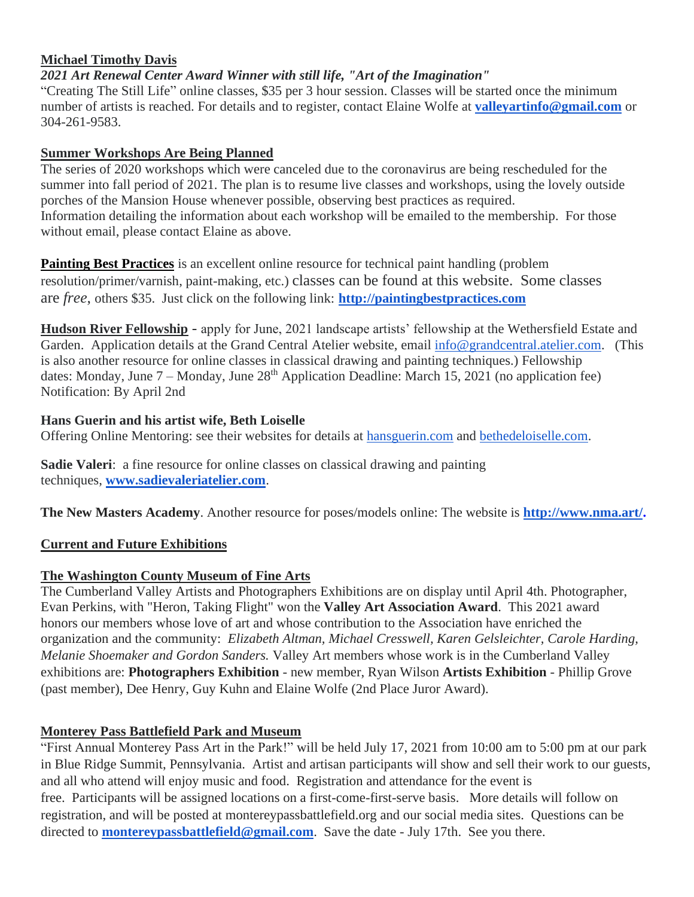**Michael Timothy Davis**

***2021 Art Renewal Center Award Winner with still life, "Art of the Imagination"***

"Creating The Still Life" online classes, $35 per 3 hour session. Classes will be started once the minimum number of artists is reached. For details and to register, contact Elaine Wolfe at **valleyartinfo@gmail.com** or 304-261-9583.

**Summer Workshops Are Being Planned**

The series of 2020 workshops which were canceled due to the coronavirus are being rescheduled for the summer into fall period of 2021. The plan is to resume live classes and workshops, using the lovely outside porches of the Mansion House whenever possible, observing best practices as required.
Information detailing the information about each workshop will be emailed to the membership. For those without email, please contact Elaine as above.

**Painting Best Practices** is an excellent online resource for technical paint handling (problem resolution/primer/varnish, paint-making, etc.) classes can be found at this website. Some classes are *free*, others $35. Just click on the following link: **http://paintingbestpractices.com**

**Hudson River Fellowship** - apply for June, 2021 landscape artists' fellowship at the Wethersfield Estate and Garden. Application details at the Grand Central Atelier website, email info@grandcentral.atelier.com. (This is also another resource for online classes in classical drawing and painting techniques.) Fellowship dates: Monday, June 7 – Monday, June 28th Application Deadline: March 15, 2021 (no application fee) Notification: By April 2nd

**Hans Guerin and his artist wife, Beth Loiselle**

Offering Online Mentoring: see their websites for details at hansguerin.com and bethedeloiselle.com.

**Sadie Valeri**: a fine resource for online classes on classical drawing and painting techniques, **www.sadievaleriatelier.com**.

**The New Masters Academy**. Another resource for poses/models online: The website is **http://www.nma.art/.**

**Current and Future Exhibitions**

**The Washington County Museum of Fine Arts**

The Cumberland Valley Artists and Photographers Exhibitions are on display until April 4th. Photographer, Evan Perkins, with "Heron, Taking Flight" won the **Valley Art Association Award**. This 2021 award honors our members whose love of art and whose contribution to the Association have enriched the organization and the community: *Elizabeth Altman, Michael Cresswell, Karen Gelsleichter, Carole Harding, Melanie Shoemaker and Gordon Sanders.* Valley Art members whose work is in the Cumberland Valley exhibitions are: **Photographers Exhibition** - new member, Ryan Wilson **Artists Exhibition** - Phillip Grove (past member), Dee Henry, Guy Kuhn and Elaine Wolfe (2nd Place Juror Award).

**Monterey Pass Battlefield Park and Museum**

"First Annual Monterey Pass Art in the Park!" will be held July 17, 2021 from 10:00 am to 5:00 pm at our park in Blue Ridge Summit, Pennsylvania. Artist and artisan participants will show and sell their work to our guests, and all who attend will enjoy music and food. Registration and attendance for the event is free. Participants will be assigned locations on a first-come-first-serve basis. More details will follow on registration, and will be posted at montereypassbattlefield.org and our social media sites. Questions can be directed to **montereypassbattlefield@gmail.com**. Save the date - July 17th. See you there.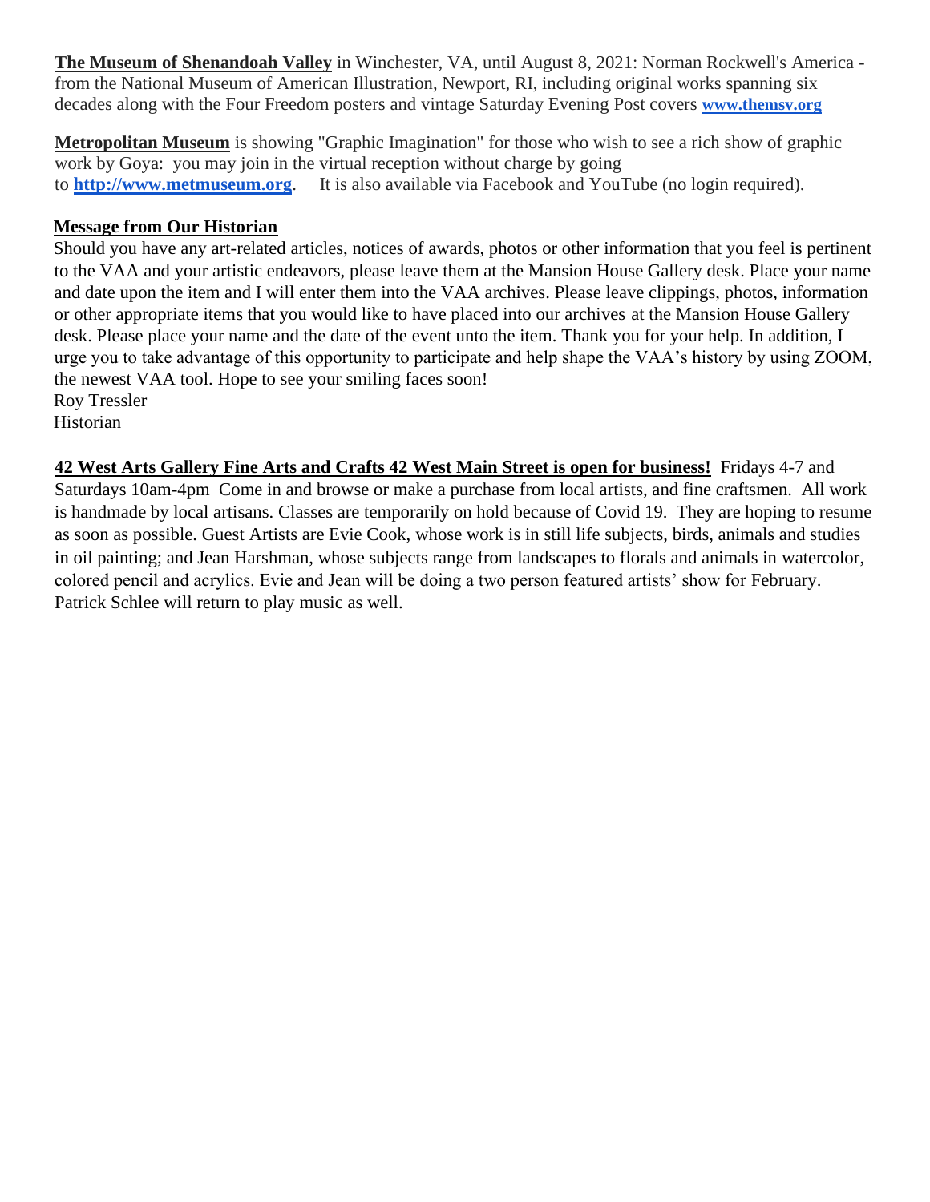**The Museum of Shenandoah Valley** in Winchester, VA, until August 8, 2021: Norman Rockwell's America - from the National Museum of American Illustration, Newport, RI, including original works spanning six decades along with the Four Freedom posters and vintage Saturday Evening Post covers **www.themsv.org**

**Metropolitan Museum** is showing "Graphic Imagination" for those who wish to see a rich show of graphic work by Goya: you may join in the virtual reception without charge by going to **http://www.metmuseum.org**. It is also available via Facebook and YouTube (no login required).

**Message from Our Historian**

Should you have any art-related articles, notices of awards, photos or other information that you feel is pertinent to the VAA and your artistic endeavors, please leave them at the Mansion House Gallery desk. Place your name and date upon the item and I will enter them into the VAA archives. Please leave clippings, photos, information or other appropriate items that you would like to have placed into our archives at the Mansion House Gallery desk. Please place your name and the date of the event unto the item. Thank you for your help. In addition, I urge you to take advantage of this opportunity to participate and help shape the VAA's history by using ZOOM, the newest VAA tool. Hope to see your smiling faces soon!

Roy Tressler
Historian

**42 West Arts Gallery Fine Arts and Crafts 42 West Main Street is open for business!** Fridays 4-7 and Saturdays 10am-4pm Come in and browse or make a purchase from local artists, and fine craftsmen. All work is handmade by local artisans. Classes are temporarily on hold because of Covid 19. They are hoping to resume as soon as possible. Guest Artists are Evie Cook, whose work is in still life subjects, birds, animals and studies in oil painting; and Jean Harshman, whose subjects range from landscapes to florals and animals in watercolor, colored pencil and acrylics. Evie and Jean will be doing a two person featured artists' show for February. Patrick Schlee will return to play music as well.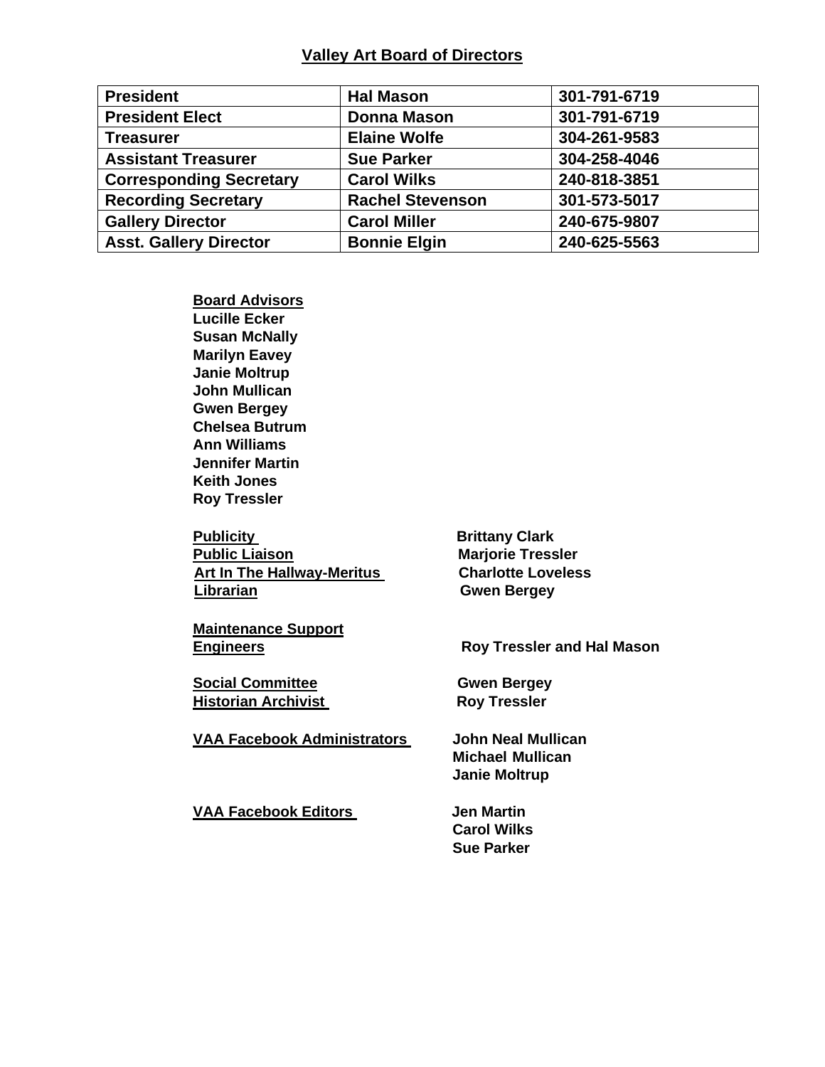## Valley Art Board of Directors

| | | |
|---|---|---|
| **President** | **Hal Mason** | **301-791-6719** |
| **President Elect** | **Donna Mason** | **301-791-6719** |
| **Treasurer** | **Elaine Wolfe** | **304-261-9583** |
| **Assistant Treasurer** | **Sue Parker** | **304-258-4046** |
| **Corresponding Secretary** | **Carol Wilks** | **240-818-3851** |
| **Recording Secretary** | **Rachel Stevenson** | **301-573-5017** |
| **Gallery Director** | **Carol Miller** | **240-675-9807** |
| **Asst. Gallery Director** | **Bonnie Elgin** | **240-625-5563** |

**Board Advisors**

**Lucille Ecker**
**Susan McNally**
**Marilyn Eavey**
**Janie Moltrup**
**John Mullican**
**Gwen Bergey**
**Chelsea Butrum**
**Ann Williams**
**Jennifer Martin**
**Keith Jones**
**Roy Tressler**

**Publicity** — **Brittany Clark**
**Public Liaison** — **Marjorie Tressler**
**Art In The Hallway-Meritus** — **Charlotte Loveless**
**Librarian** — **Gwen Bergey**

**Maintenance Support Engineers** — **Roy Tressler and Hal Mason**

**Social Committee** — **Gwen Bergey**
**Historian Archivist** — **Roy Tressler**

**VAA Facebook Administrators** — **John Neal Mullican**, **Michael Mullican**, **Janie Moltrup**

**VAA Facebook Editors** — **Jen Martin**, **Carol Wilks**, **Sue Parker**